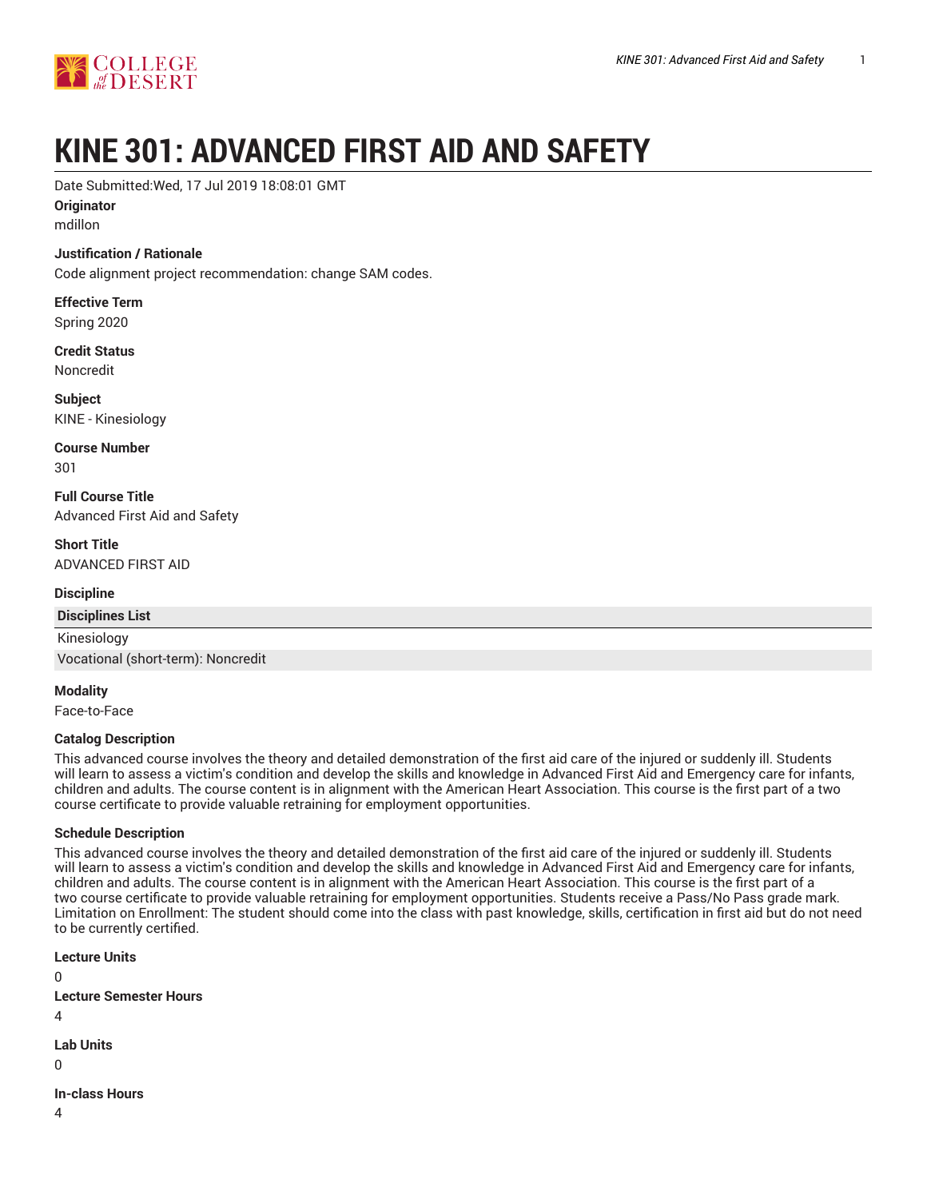# KINE 301: ADVANCED FIRST AID AND SAFETY

Date Submitted:Wed, 17 Jul 2019 18:08:01 GMT

**Originator**

mdillon

**Justification / Rationale**

Code alignment project recommendation: change SAM codes.

**Effective Term**

Spring 2020

**Credit Status**

Noncredit

**Subject**

KINE - Kinesiology

**Course Number**

301

**Full Course Title**

Advanced First Aid and Safety

**Short Title**

ADVANCED FIRST AID

**Discipline**

| Disciplines List |
|---|
| Kinesiology |
| Vocational (short-term): Noncredit |

**Modality**

Face-to-Face

**Catalog Description**

This advanced course involves the theory and detailed demonstration of the first aid care of the injured or suddenly ill. Students will learn to assess a victim's condition and develop the skills and knowledge in Advanced First Aid and Emergency care for infants, children and adults. The course content is in alignment with the American Heart Association. This course is the first part of a two course certificate to provide valuable retraining for employment opportunities.

**Schedule Description**

This advanced course involves the theory and detailed demonstration of the first aid care of the injured or suddenly ill. Students will learn to assess a victim's condition and develop the skills and knowledge in Advanced First Aid and Emergency care for infants, children and adults. The course content is in alignment with the American Heart Association. This course is the first part of a two course certificate to provide valuable retraining for employment opportunities. Students receive a Pass/No Pass grade mark. Limitation on Enrollment: The student should come into the class with past knowledge, skills, certification in first aid but do not need to be currently certified.

**Lecture Units**

0

**Lecture Semester Hours**

4

**Lab Units**

0

**In-class Hours**

4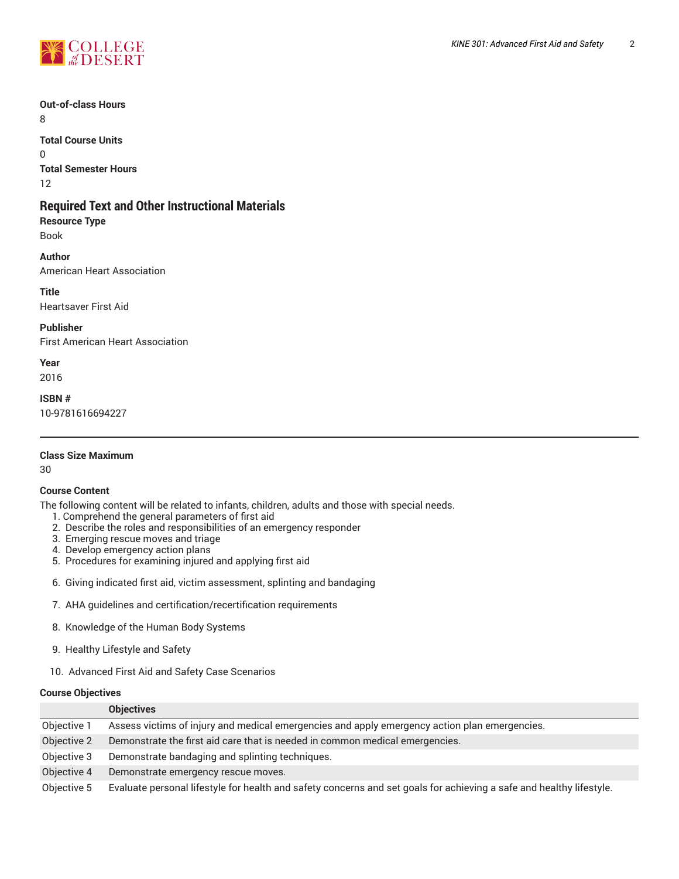**Out-of-class Hours**

8

**Total Course Units**

0

**Total Semester Hours**

12

## Required Text and Other Instructional Materials

**Resource Type**

Book

**Author**

American Heart Association

**Title**

Heartsaver First Aid

**Publisher**

First American Heart Association

**Year**

2016

**ISBN #**

10-9781616694227

---

**Class Size Maximum**

30

**Course Content**

The following content will be related to infants, children, adults and those with special needs.

1. Comprehend the general parameters of first aid
2. Describe the roles and responsibilities of an emergency responder
3. Emerging rescue moves and triage
4. Develop emergency action plans
5. Procedures for examining injured and applying first aid
6. Giving indicated first aid, victim assessment, splinting and bandaging
7. AHA guidelines and certification/recertification requirements
8. Knowledge of the Human Body Systems
9. Healthy Lifestyle and Safety
10. Advanced First Aid and Safety Case Scenarios

**Course Objectives**

| | Objectives |
|---|---|
| Objective 1 | Assess victims of injury and medical emergencies and apply emergency action plan emergencies. |
| Objective 2 | Demonstrate the first aid care that is needed in common medical emergencies. |
| Objective 3 | Demonstrate bandaging and splinting techniques. |
| Objective 4 | Demonstrate emergency rescue moves. |
| Objective 5 | Evaluate personal lifestyle for health and safety concerns and set goals for achieving a safe and healthy lifestyle. |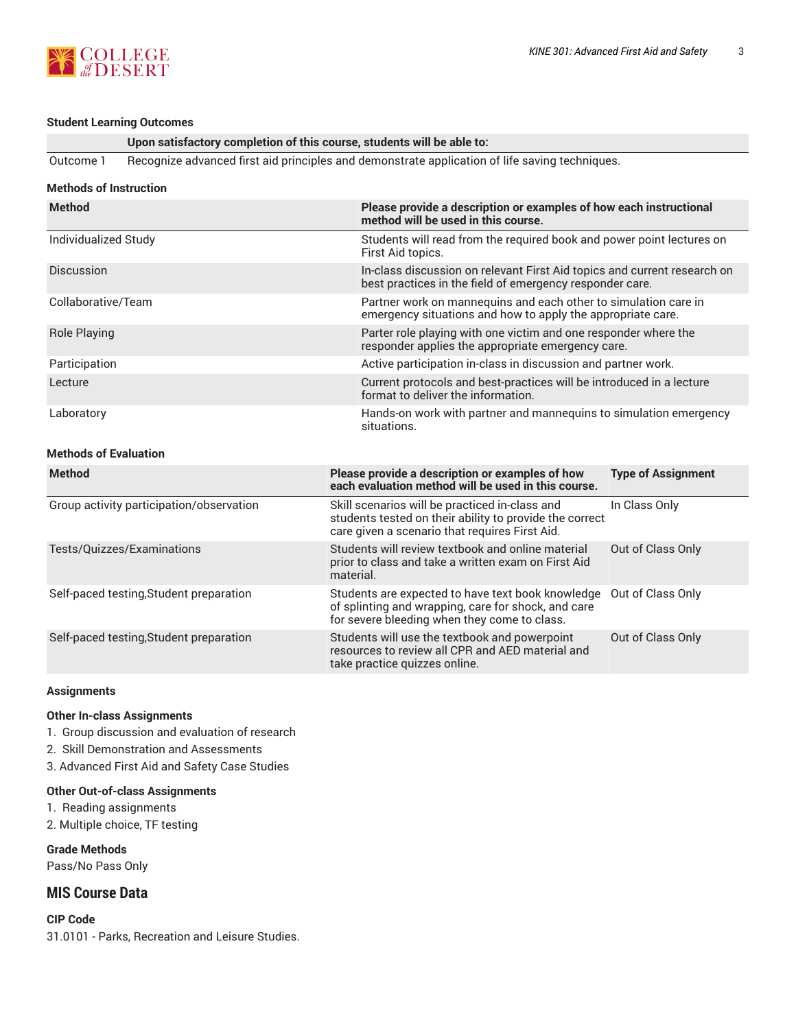### Student Learning Outcomes

| | Upon satisfactory completion of this course, students will be able to: |
|---|---|
| Outcome 1 | Recognize advanced first aid principles and demonstrate application of life saving techniques. |

### Methods of Instruction

| Method | Please provide a description or examples of how each instructional method will be used in this course. |
|---|---|
| Individualized Study | Students will read from the required book and power point lectures on First Aid topics. |
| Discussion | In-class discussion on relevant First Aid topics and current research on best practices in the field of emergency responder care. |
| Collaborative/Team | Partner work on mannequins and each other to simulation care in emergency situations and how to apply the appropriate care. |
| Role Playing | Parter role playing with one victim and one responder where the responder applies the appropriate emergency care. |
| Participation | Active participation in-class in discussion and partner work. |
| Lecture | Current protocols and best-practices will be introduced in a lecture format to deliver the information. |
| Laboratory | Hands-on work with partner and mannequins to simulation emergency situations. |

### Methods of Evaluation

| Method | Please provide a description or examples of how each evaluation method will be used in this course. | Type of Assignment |
|---|---|---|
| Group activity participation/observation | Skill scenarios will be practiced in-class and students tested on their ability to provide the correct care given a scenario that requires First Aid. | In Class Only |
| Tests/Quizzes/Examinations | Students will review textbook and online material prior to class and take a written exam on First Aid material. | Out of Class Only |
| Self-paced testing,Student preparation | Students are expected to have text book knowledge of splinting and wrapping, care for shock, and care for severe bleeding when they come to class. | Out of Class Only |
| Self-paced testing,Student preparation | Students will use the textbook and powerpoint resources to review all CPR and AED material and take practice quizzes online. | Out of Class Only |

### Assignments

#### Other In-class Assignments

1. Group discussion and evaluation of research
2. Skill Demonstration and Assessments
3. Advanced First Aid and Safety Case Studies

#### Other Out-of-class Assignments

1. Reading assignments
2. Multiple choice, TF testing

#### Grade Methods

Pass/No Pass Only

## MIS Course Data

#### CIP Code

31.0101 - Parks, Recreation and Leisure Studies.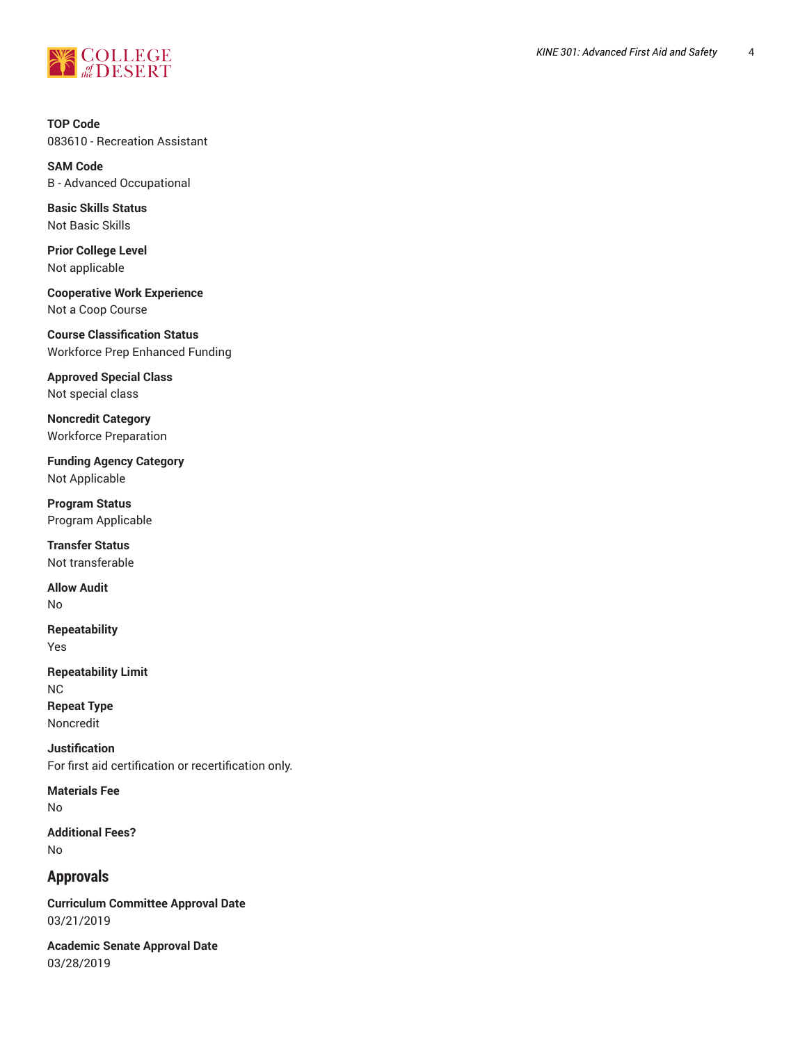**TOP Code**
083610 - Recreation Assistant

**SAM Code**
B - Advanced Occupational

**Basic Skills Status**
Not Basic Skills

**Prior College Level**
Not applicable

**Cooperative Work Experience**
Not a Coop Course

**Course Classification Status**
Workforce Prep Enhanced Funding

**Approved Special Class**
Not special class

**Noncredit Category**
Workforce Preparation

**Funding Agency Category**
Not Applicable

**Program Status**
Program Applicable

**Transfer Status**
Not transferable

**Allow Audit**
No

**Repeatability**
Yes

**Repeatability Limit**
NC

**Repeat Type**
Noncredit

**Justification**
For first aid certification or recertification only.

**Materials Fee**
No

**Additional Fees?**
No

## Approvals

**Curriculum Committee Approval Date**
03/21/2019

**Academic Senate Approval Date**
03/28/2019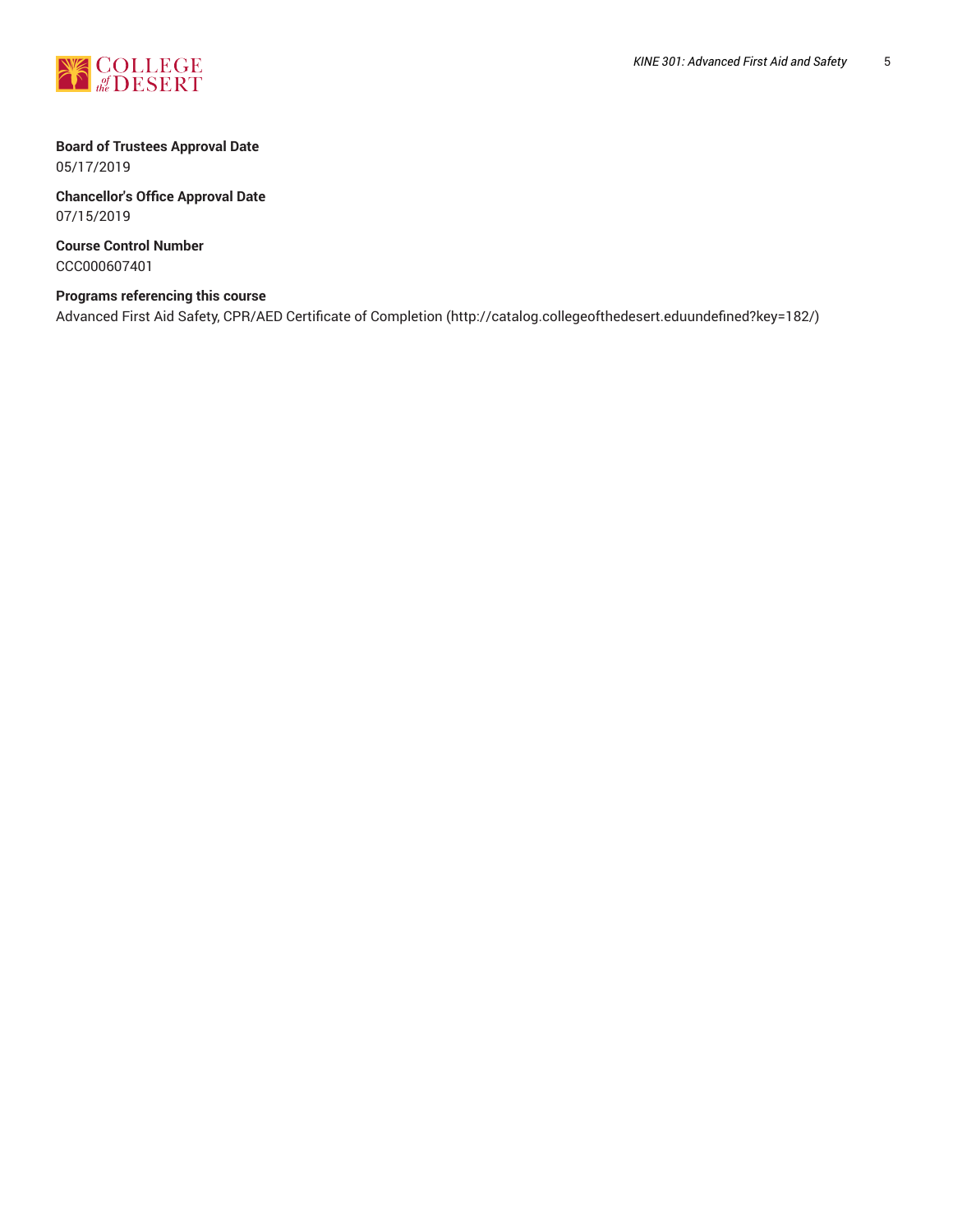**Board of Trustees Approval Date**
05/17/2019

**Chancellor's Office Approval Date**
07/15/2019

**Course Control Number**
CCC000607401

**Programs referencing this course**
Advanced First Aid Safety, CPR/AED Certificate of Completion (http://catalog.collegeofthedesert.eduundefined?key=182/)